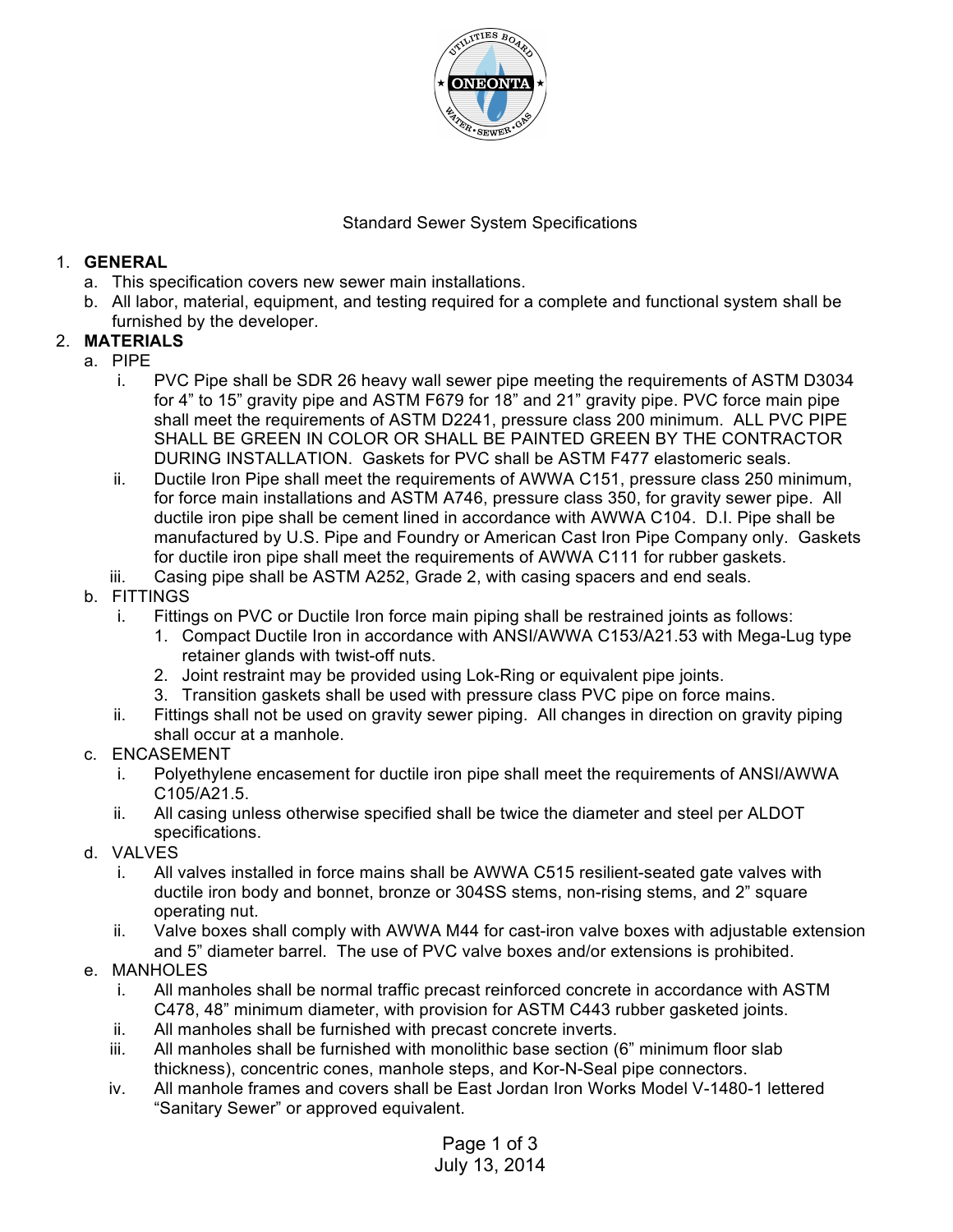Standard Sewer System Specifications

1. **GENERAL**
   a. This specification covers new sewer main installations.
   b. All labor, material, equipment, and testing required for a complete and functional system shall be furnished by the developer.
2. **MATERIALS**
   a. PIPE
      i. PVC Pipe shall be SDR 26 heavy wall sewer pipe meeting the requirements of ASTM D3034 for 4" to 15" gravity pipe and ASTM F679 for 18" and 21" gravity pipe. PVC force main pipe shall meet the requirements of ASTM D2241, pressure class 200 minimum. ALL PVC PIPE SHALL BE GREEN IN COLOR OR SHALL BE PAINTED GREEN BY THE CONTRACTOR DURING INSTALLATION. Gaskets for PVC shall be ASTM F477 elastomeric seals.
      ii. Ductile Iron Pipe shall meet the requirements of AWWA C151, pressure class 250 minimum, for force main installations and ASTM A746, pressure class 350, for gravity sewer pipe. All ductile iron pipe shall be cement lined in accordance with AWWA C104. D.I. Pipe shall be manufactured by U.S. Pipe and Foundry or American Cast Iron Pipe Company only. Gaskets for ductile iron pipe shall meet the requirements of AWWA C111 for rubber gaskets.
      iii. Casing pipe shall be ASTM A252, Grade 2, with casing spacers and end seals.
   b. FITTINGS
      i. Fittings on PVC or Ductile Iron force main piping shall be restrained joints as follows:
         1. Compact Ductile Iron in accordance with ANSI/AWWA C153/A21.53 with Mega-Lug type retainer glands with twist-off nuts.
         2. Joint restraint may be provided using Lok-Ring or equivalent pipe joints.
         3. Transition gaskets shall be used with pressure class PVC pipe on force mains.
      ii. Fittings shall not be used on gravity sewer piping. All changes in direction on gravity piping shall occur at a manhole.
   c. ENCASEMENT
      i. Polyethylene encasement for ductile iron pipe shall meet the requirements of ANSI/AWWA C105/A21.5.
      ii. All casing unless otherwise specified shall be twice the diameter and steel per ALDOT specifications.
   d. VALVES
      i. All valves installed in force mains shall be AWWA C515 resilient-seated gate valves with ductile iron body and bonnet, bronze or 304SS stems, non-rising stems, and 2" square operating nut.
      ii. Valve boxes shall comply with AWWA M44 for cast-iron valve boxes with adjustable extension and 5" diameter barrel. The use of PVC valve boxes and/or extensions is prohibited.
   e. MANHOLES
      i. All manholes shall be normal traffic precast reinforced concrete in accordance with ASTM C478, 48" minimum diameter, with provision for ASTM C443 rubber gasketed joints.
      ii. All manholes shall be furnished with precast concrete inverts.
      iii. All manholes shall be furnished with monolithic base section (6" minimum floor slab thickness), concentric cones, manhole steps, and Kor-N-Seal pipe connectors.
      iv. All manhole frames and covers shall be East Jordan Iron Works Model V-1480-1 lettered "Sanitary Sewer" or approved equivalent.

July 13, 2014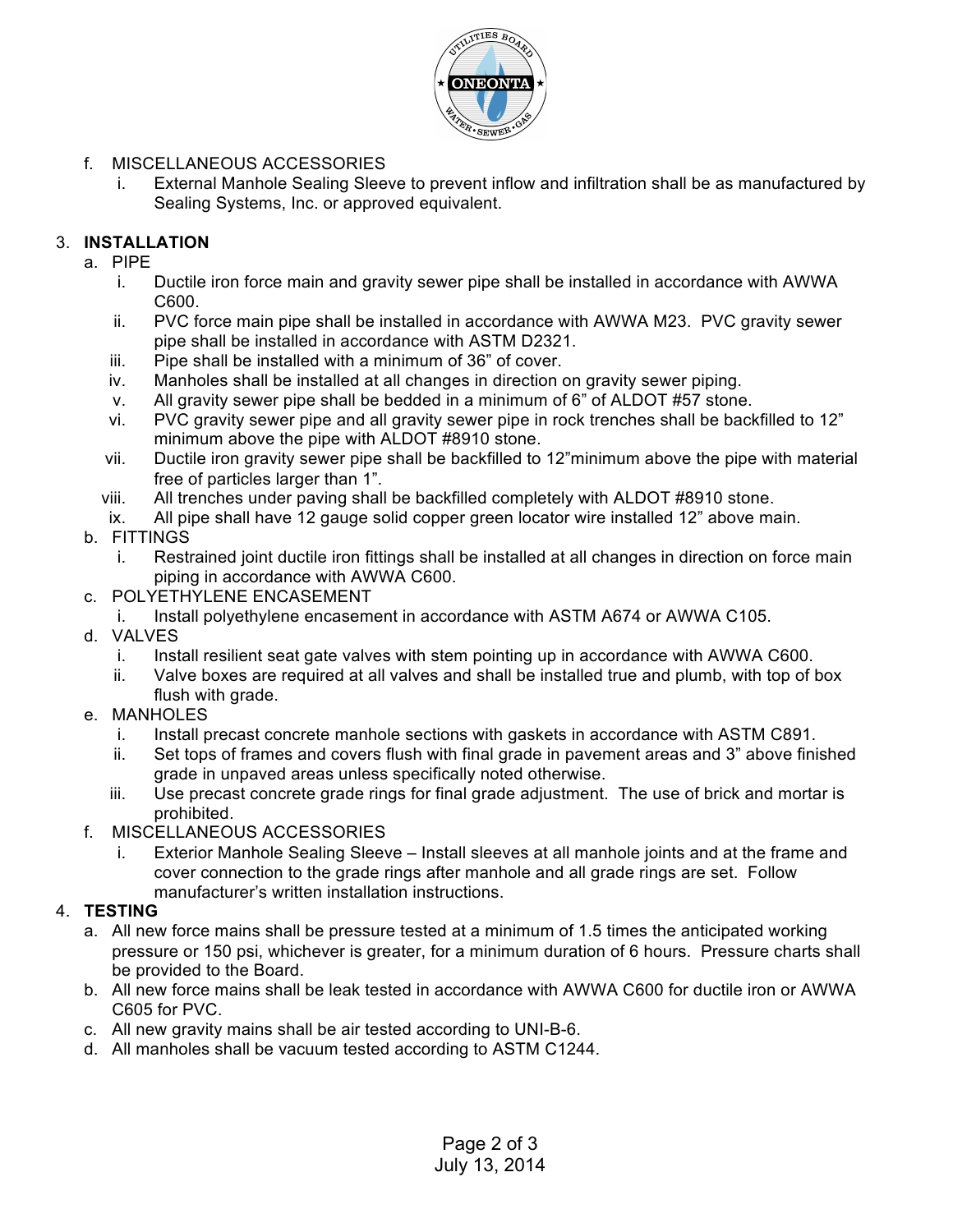f. MISCELLANEOUS ACCESSORIES
   i. External Manhole Sealing Sleeve to prevent inflow and infiltration shall be as manufactured by Sealing Systems, Inc. or approved equivalent.

3. **INSTALLATION**
   a. PIPE
      i. Ductile iron force main and gravity sewer pipe shall be installed in accordance with AWWA C600.
      ii. PVC force main pipe shall be installed in accordance with AWWA M23. PVC gravity sewer pipe shall be installed in accordance with ASTM D2321.
      iii. Pipe shall be installed with a minimum of 36" of cover.
      iv. Manholes shall be installed at all changes in direction on gravity sewer piping.
      v. All gravity sewer pipe shall be bedded in a minimum of 6" of ALDOT #57 stone.
      vi. PVC gravity sewer pipe and all gravity sewer pipe in rock trenches shall be backfilled to 12" minimum above the pipe with ALDOT #8910 stone.
      vii. Ductile iron gravity sewer pipe shall be backfilled to 12"minimum above the pipe with material free of particles larger than 1".
      viii. All trenches under paving shall be backfilled completely with ALDOT #8910 stone.
      ix. All pipe shall have 12 gauge solid copper green locator wire installed 12" above main.
   b. FITTINGS
      i. Restrained joint ductile iron fittings shall be installed at all changes in direction on force main piping in accordance with AWWA C600.
   c. POLYETHYLENE ENCASEMENT
      i. Install polyethylene encasement in accordance with ASTM A674 or AWWA C105.
   d. VALVES
      i. Install resilient seat gate valves with stem pointing up in accordance with AWWA C600.
      ii. Valve boxes are required at all valves and shall be installed true and plumb, with top of box flush with grade.
   e. MANHOLES
      i. Install precast concrete manhole sections with gaskets in accordance with ASTM C891.
      ii. Set tops of frames and covers flush with final grade in pavement areas and 3" above finished grade in unpaved areas unless specifically noted otherwise.
      iii. Use precast concrete grade rings for final grade adjustment. The use of brick and mortar is prohibited.
   f. MISCELLANEOUS ACCESSORIES
      i. Exterior Manhole Sealing Sleeve – Install sleeves at all manhole joints and at the frame and cover connection to the grade rings after manhole and all grade rings are set. Follow manufacturer's written installation instructions.

4. **TESTING**
   a. All new force mains shall be pressure tested at a minimum of 1.5 times the anticipated working pressure or 150 psi, whichever is greater, for a minimum duration of 6 hours. Pressure charts shall be provided to the Board.
   b. All new force mains shall be leak tested in accordance with AWWA C600 for ductile iron or AWWA C605 for PVC.
   c. All new gravity mains shall be air tested according to UNI-B-6.
   d. All manholes shall be vacuum tested according to ASTM C1244.

July 13, 2014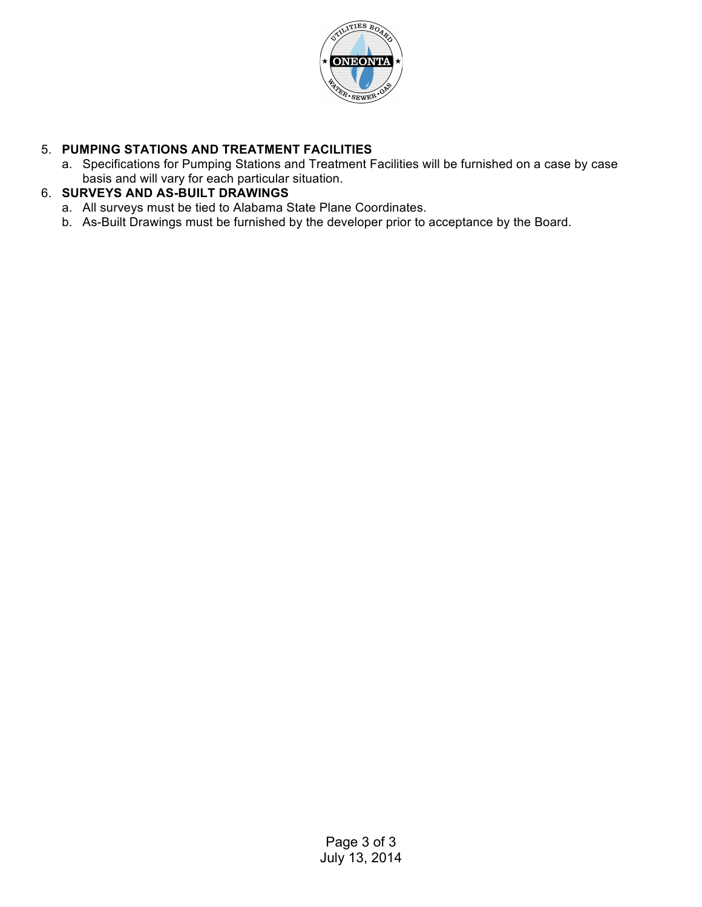5. **PUMPING STATIONS AND TREATMENT FACILITIES**
   a. Specifications for Pumping Stations and Treatment Facilities will be furnished on a case by case basis and will vary for each particular situation.
6. **SURVEYS AND AS-BUILT DRAWINGS**
   a. All surveys must be tied to Alabama State Plane Coordinates.
   b. As-Built Drawings must be furnished by the developer prior to acceptance by the Board.

July 13, 2014